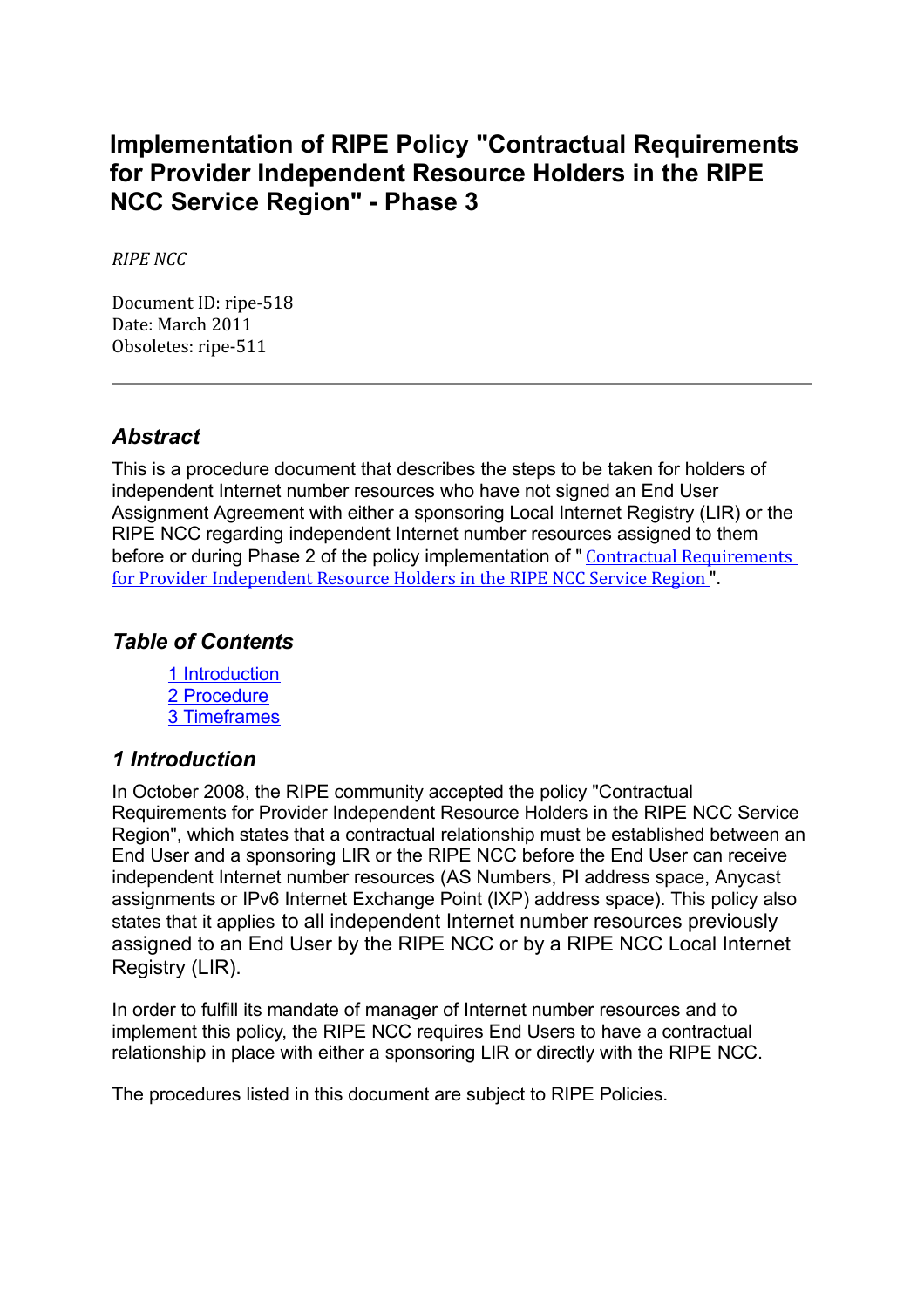# Implementation of RIPE Policy "Contractual Requirements for Provider Independent Resource Holders in the RIPE NCC Service Region" - Phase 3

*RIPE NCC*

Document ID: ripe-518
Date: March 2011
Obsoletes: ripe-511

---

## *Abstract*

This is a procedure document that describes the steps to be taken for holders of independent Internet number resources who have not signed an End User Assignment Agreement with either a sponsoring Local Internet Registry (LIR) or the RIPE NCC regarding independent Internet number resources assigned to them before or during Phase 2 of the policy implementation of "Contractual Requirements for Provider Independent Resource Holders in the RIPE NCC Service Region".

## *Table of Contents*

- 1 Introduction
- 2 Procedure
- 3 Timeframes

## *1 Introduction*

In October 2008, the RIPE community accepted the policy "Contractual Requirements for Provider Independent Resource Holders in the RIPE NCC Service Region", which states that a contractual relationship must be established between an End User and a sponsoring LIR or the RIPE NCC before the End User can receive independent Internet number resources (AS Numbers, PI address space, Anycast assignments or IPv6 Internet Exchange Point (IXP) address space). This policy also states that it applies to all independent Internet number resources previously assigned to an End User by the RIPE NCC or by a RIPE NCC Local Internet Registry (LIR).

In order to fulfill its mandate of manager of Internet number resources and to implement this policy, the RIPE NCC requires End Users to have a contractual relationship in place with either a sponsoring LIR or directly with the RIPE NCC.

The procedures listed in this document are subject to RIPE Policies.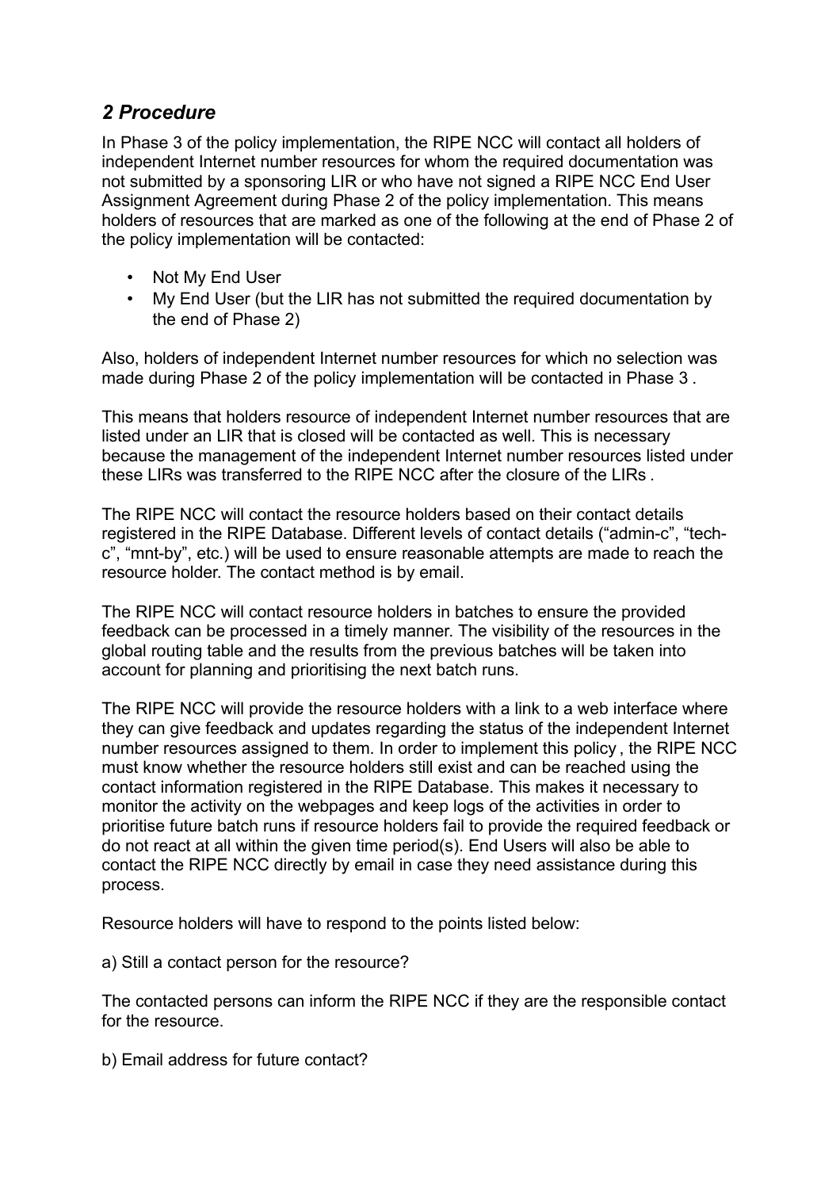## *2 Procedure*

In Phase 3 of the policy implementation, the RIPE NCC will contact all holders of independent Internet number resources for whom the required documentation was not submitted by a sponsoring LIR or who have not signed a RIPE NCC End User Assignment Agreement during Phase 2 of the policy implementation. This means holders of resources that are marked as one of the following at the end of Phase 2 of the policy implementation will be contacted:

- Not My End User
- My End User (but the LIR has not submitted the required documentation by the end of Phase 2)

Also, holders of independent Internet number resources for which no selection was made during Phase 2 of the policy implementation will be contacted in Phase 3 .

This means that holders resource of independent Internet number resources that are listed under an LIR that is closed will be contacted as well. This is necessary because the management of the independent Internet number resources listed under these LIRs was transferred to the RIPE NCC after the closure of the LIRs .

The RIPE NCC will contact the resource holders based on their contact details registered in the RIPE Database. Different levels of contact details ("admin-c", "tech-c", "mnt-by", etc.) will be used to ensure reasonable attempts are made to reach the resource holder. The contact method is by email.

The RIPE NCC will contact resource holders in batches to ensure the provided feedback can be processed in a timely manner. The visibility of the resources in the global routing table and the results from the previous batches will be taken into account for planning and prioritising the next batch runs.

The RIPE NCC will provide the resource holders with a link to a web interface where they can give feedback and updates regarding the status of the independent Internet number resources assigned to them. In order to implement this policy , the RIPE NCC must know whether the resource holders still exist and can be reached using the contact information registered in the RIPE Database. This makes it necessary to monitor the activity on the webpages and keep logs of the activities in order to prioritise future batch runs if resource holders fail to provide the required feedback or do not react at all within the given time period(s). End Users will also be able to contact the RIPE NCC directly by email in case they need assistance during this process.

Resource holders will have to respond to the points listed below:

a) Still a contact person for the resource?

The contacted persons can inform the RIPE NCC if they are the responsible contact for the resource.

b) Email address for future contact?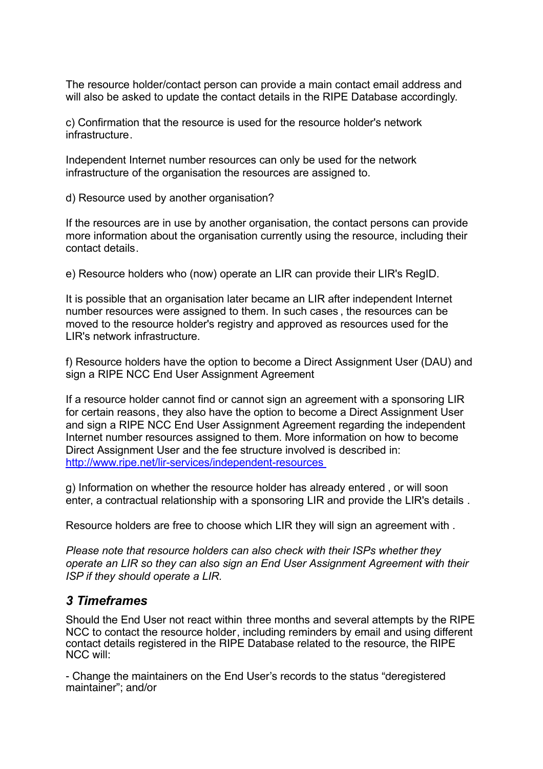The resource holder/contact person can provide a main contact email address and will also be asked to update the contact details in the RIPE Database accordingly.

c) Confirmation that the resource is used for the resource holder's network infrastructure.

Independent Internet number resources can only be used for the network infrastructure of the organisation the resources are assigned to.

d) Resource used by another organisation?

If the resources are in use by another organisation, the contact persons can provide more information about the organisation currently using the resource, including their contact details.

e) Resource holders who (now) operate an LIR can provide their LIR's RegID.

It is possible that an organisation later became an LIR after independent Internet number resources were assigned to them. In such cases, the resources can be moved to the resource holder's registry and approved as resources used for the LIR's network infrastructure.

f) Resource holders have the option to become a Direct Assignment User (DAU) and sign a RIPE NCC End User Assignment Agreement

If a resource holder cannot find or cannot sign an agreement with a sponsoring LIR for certain reasons, they also have the option to become a Direct Assignment User and sign a RIPE NCC End User Assignment Agreement regarding the independent Internet number resources assigned to them. More information on how to become Direct Assignment User and the fee structure involved is described in: [http://www.ripe.net/lir-services/independent-resources](http://www.ripe.net/lir-services/independent-resources)

g) Information on whether the resource holder has already entered, or will soon enter, a contractual relationship with a sponsoring LIR and provide the LIR's details.

Resource holders are free to choose which LIR they will sign an agreement with.

*Please note that resource holders can also check with their ISPs whether they operate an LIR so they can also sign an End User Assignment Agreement with their ISP if they should operate a LIR.*

## *3 Timeframes*

Should the End User not react within three months and several attempts by the RIPE NCC to contact the resource holder, including reminders by email and using different contact details registered in the RIPE Database related to the resource, the RIPE NCC will:

- Change the maintainers on the End User's records to the status "deregistered maintainer"; and/or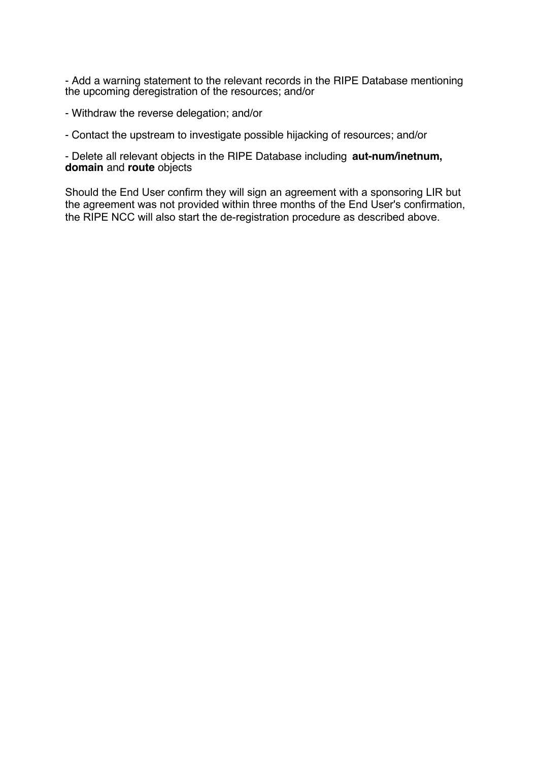- Add a warning statement to the relevant records in the RIPE Database mentioning the upcoming deregistration of the resources; and/or

- Withdraw the reverse delegation; and/or

- Contact the upstream to investigate possible hijacking of resources; and/or

- Delete all relevant objects in the RIPE Database including **aut-num/inetnum, domain** and **route** objects

Should the End User confirm they will sign an agreement with a sponsoring LIR but the agreement was not provided within three months of the End User's confirmation, the RIPE NCC will also start the de-registration procedure as described above.